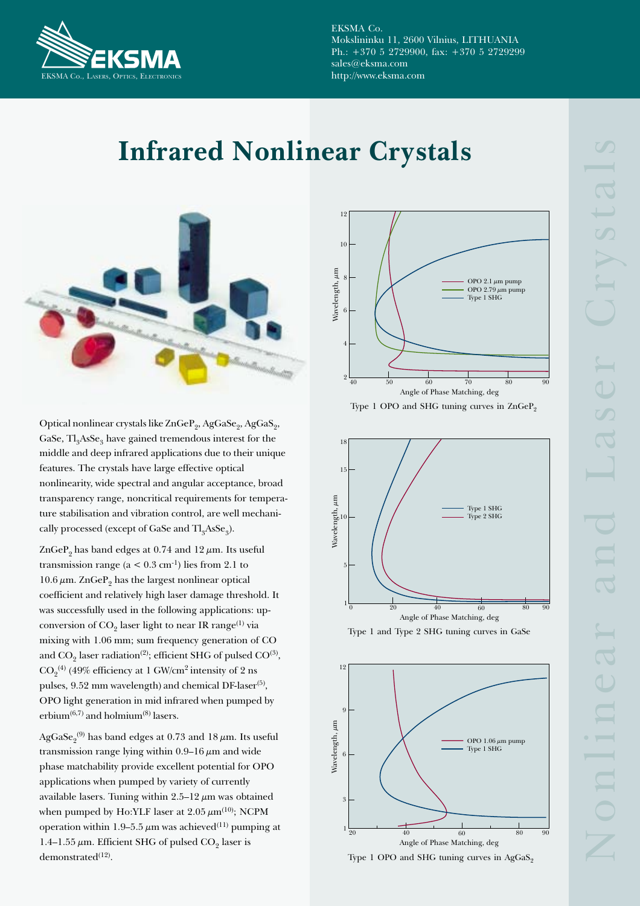EKSMA Co.
Mokslininku 11, 2600 Vilnius, LITHUANIA
Ph.: +370 5 2729900, fax: +370 5 2729299
sales@eksma.com
http://www.eksma.com

# Infrared Nonlinear Crystals

Optical nonlinear crystals like $ZnGeP_2$, $AgGaSe_2$, $AgGaS_2$, GaSe, $Tl_3AsSe_3$ have gained tremendous interest for the middle and deep infrared applications due to their unique features. The crystals have large effective optical nonlinearity, wide spectral and angular acceptance, broad transparency range, noncritical requirements for temperature stabilisation and vibration control, are well mechanically processed (except of GaSe and $Tl_3AsSe_3$).

$ZnGeP_2$ has band edges at 0.74 and 12 $\mu$m. Its useful transmission range (a < 0.3 $cm^{-1}$) lies from 2.1 to 10.6 $\mu$m. $ZnGeP_2$ has the largest nonlinear optical coefficient and relatively high laser damage threshold. It was successfully used in the following applications: upconversion of $CO_2$ laser light to near IR range(1) via mixing with 1.06 mm; sum frequency generation of CO and $CO_2$ laser radiation(2); efficient SHG of pulsed CO(3), $CO_2$(4) (49% efficiency at 1 GW/$cm^2$ intensity of 2 ns pulses, 9.52 mm wavelength) and chemical DF-laser(5), OPO light generation in mid infrared when pumped by erbium(6,7) and holmium(8) lasers.

$AgGaSe_2$(9) has band edges at 0.73 and 18 $\mu$m. Its useful transmission range lying within 0.9–16 $\mu$m and wide phase matchability provide excellent potential for OPO applications when pumped by variety of currently available lasers. Tuning within 2.5–12 $\mu$m was obtained when pumped by Ho:YLF laser at 2.05 $\mu$m(10); NCPM operation within 1.9–5.5 $\mu$m was achieved(11) pumping at 1.4–1.55 $\mu$m. Efficient SHG of pulsed $CO_2$ laser is demonstrated(12).

Type 1 OPO and SHG tuning curves in $ZnGeP_2$

Type 1 and Type 2 SHG tuning curves in GaSe

Type 1 OPO and SHG tuning curves in $AgGaS_2$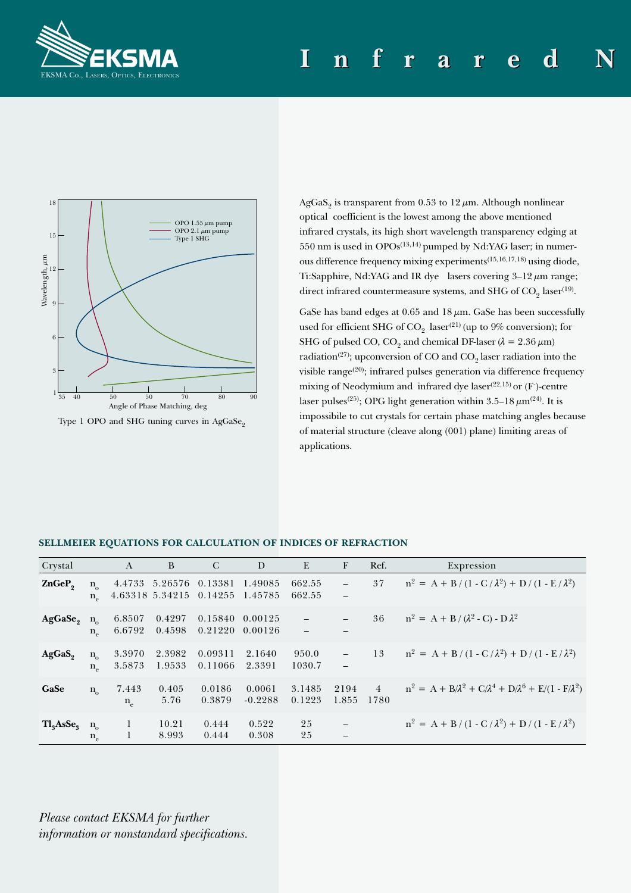Type 1 OPO and SHG tuning curves in $AgGaSe_2$

$AgGaS_2$ is transparent from 0.53 to 12 $\mu$m. Although nonlinear optical coefficient is the lowest among the above mentioned infrared crystals, its high short wavelength transparency edging at 550 nm is used in OPOs[13,14] pumped by Nd:YAG laser; in numerous difference frequency mixing experiments[15,16,17,18] using diode, Ti:Sapphire, Nd:YAG and IR dye lasers covering 3–12 $\mu$m range; direct infrared countermeasure systems, and SHG of $CO_2$ laser[19].

GaSe has band edges at 0.65 and 18 $\mu$m. GaSe has been successfully used for efficient SHG of $CO_2$ laser[21] (up to 9% conversion); for SHG of pulsed CO, $CO_2$ and chemical DF-laser ($\lambda$ = 2.36 $\mu$m) radiation[27]; upconversion of CO and $CO_2$ laser radiation into the visible range[20]; infrared pulses generation via difference frequency mixing of Neodymium and infrared dye laser[22,15] or ($F^-$)-centre laser pulses[25]; OPG light generation within 3.5–18 $\mu$m[24]. It is impossibile to cut crystals for certain phase matching angles because of material structure (cleave along (001) plane) limiting areas of applications.

## SELLMEIER EQUATIONS FOR CALCULATION OF INDICES OF REFRACTION

| Crystal | | A | B | C | D | E | F | Ref. | Expression |
|---|---|---|---|---|---|---|---|---|---|
| **$ZnGeP_2$** | $n_o$ | 4.4733 | 5.26576 | 0.13381 | 1.49085 | 662.55 | – | 37 | $n^2 = A + B / (1 - C / \lambda^2) + D / (1 - E / \lambda^2)$ |
| | $n_e$ | 4.63318 | 5.34215 | 0.14255 | 1.45785 | 662.55 | – | | |
| **$AgGaSe_2$** | $n_o$ | 6.8507 | 0.4297 | 0.15840 | 0.00125 | – | – | 36 | $n^2 = A + B / (\lambda^2 - C) - D \lambda^2$ |
| | $n_e$ | 6.6792 | 0.4598 | 0.21220 | 0.00126 | – | – | | |
| **$AgGaS_2$** | $n_o$ | 3.3970 | 2.3982 | 0.09311 | 2.1640 | 950.0 | – | 13 | $n^2 = A + B / (1 - C / \lambda^2) + D / (1 - E / \lambda^2)$ |
| | $n_e$ | 3.5873 | 1.9533 | 0.11066 | 2.3391 | 1030.7 | – | | |
| **GaSe** | $n_o$ | 7.443 | 0.405 | 0.0186 | 0.0061 | 3.1485 | 2194 | 4 | $n^2 = A + B/\lambda^2 + C/\lambda^4 + D/\lambda^6 + E/(1 - F/\lambda^2)$ |
| | | $n_e$ | 5.76 | 0.3879 | -0.2288 | 0.1223 | 1.855 | 1780 | |
| **$Tl_3AsSe_3$** | $n_o$ | 1 | 10.21 | 0.444 | 0.522 | 25 | – | | $n^2 = A + B / (1 - C / \lambda^2) + D / (1 - E / \lambda^2)$ |
| | $n_e$ | 1 | 8.993 | 0.444 | 0.308 | 25 | – | | |

*Please contact EKSMA for further information or nonstandard specifications.*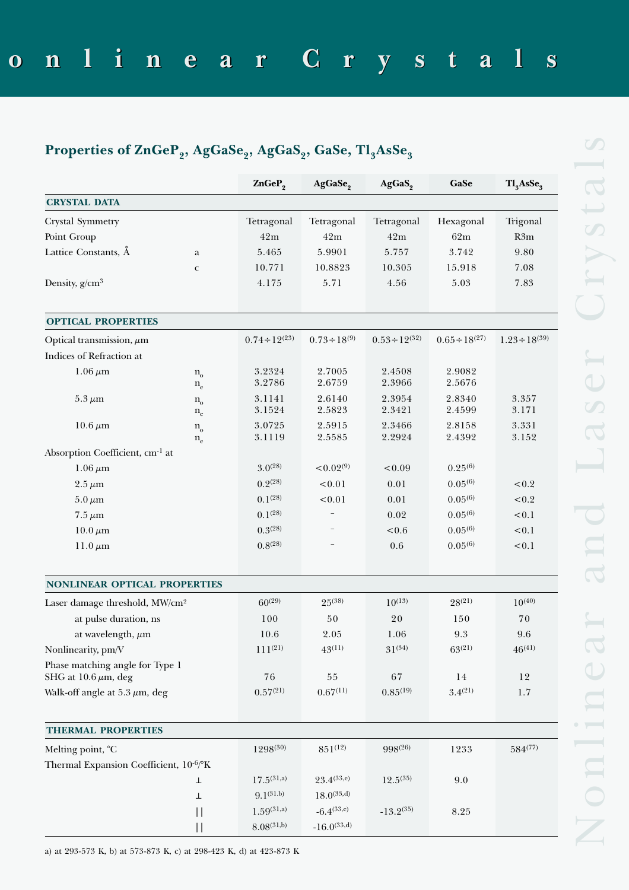# Nonlinear Crystals

## Properties of $ZnGeP_2$, $AgGaSe_2$, $AgGaS_2$, GaSe, $Tl_3AsSe_3$

| | | $ZnGeP_2$ | $AgGaSe_2$ | $AgGaS_2$ | GaSe | $Tl_3AsSe_3$ |
|---|---|---|---|---|---|---|
| **CRYSTAL DATA** | | | | | | |
| Crystal Symmetry | | Tetragonal | Tetragonal | Tetragonal | Hexagonal | Trigonal |
| Point Group | | 42m | 42m | 42m | 62m | R3m |
| Lattice Constants, Å | a | 5.465 | 5.9901 | 5.757 | 3.742 | 9.80 |
| | c | 10.771 | 10.8823 | 10.305 | 15.918 | 7.08 |
| Density, g/cm³ | | 4.175 | 5.71 | 4.56 | 5.03 | 7.83 |
| **OPTICAL PROPERTIES** | | | | | | |
| Optical transmission, μm | | 0.74÷12[23] | 0.73÷18[9] | 0.53÷12[32] | 0.65÷18[27] | 1.23÷18[39] |
| Indices of Refraction at | | | | | | |
| 1.06 μm | $n_o$ | 3.2324 | 2.7005 | 2.4508 | 2.9082 | |
| | $n_e$ | 3.2786 | 2.6759 | 2.3966 | 2.5676 | |
| 5.3 μm | $n_o$ | 3.1141 | 2.6140 | 2.3954 | 2.8340 | 3.357 |
| | $n_e$ | 3.1524 | 2.5823 | 2.3421 | 2.4599 | 3.171 |
| 10.6 μm | $n_o$ | 3.0725 | 2.5915 | 2.3466 | 2.8158 | 3.331 |
| | $n_e$ | 3.1119 | 2.5585 | 2.2924 | 2.4392 | 3.152 |
| Absorption Coefficient, cm⁻¹ at | | | | | | |
| 1.06 μm | | 3.0[28] | <0.02[9] | <0.09 | 0.25[6] | |
| 2.5 μm | | 0.2[28] | <0.01 | 0.01 | 0.05[6] | <0.2 |
| 5.0 μm | | 0.1[28] | <0.01 | 0.01 | 0.05[6] | <0.2 |
| 7.5 μm | | 0.1[28] | – | 0.02 | 0.05[6] | <0.1 |
| 10.0 μm | | 0.3[28] | – | <0.6 | 0.05[6] | <0.1 |
| 11.0 μm | | 0.8[28] | – | 0.6 | 0.05[6] | <0.1 |
| **NONLINEAR OPTICAL PROPERTIES** | | | | | | |
| Laser damage threshold, MW/cm² | | 60[29] | 25[38] | 10[13] | 28[21] | 10[40] |
| at pulse duration, ns | | 100 | 50 | 20 | 150 | 70 |
| at wavelength, μm | | 10.6 | 2.05 | 1.06 | 9.3 | 9.6 |
| Nonlinearity, pm/V | | 111[21] | 43[11] | 31[34] | 63[21] | 46[41] |
| Phase matching angle for Type 1 SHG at 10.6 μm, deg | | 76 | 55 | 67 | 14 | 12 |
| Walk-off angle at 5.3 μm, deg | | 0.57[21] | 0.67[11] | 0.85[19] | 3.4[21] | 1.7 |
| **THERMAL PROPERTIES** | | | | | | |
| Melting point, °C | | 1298[30] | 851[12] | 998[26] | 1233 | 584[77] |
| Thermal Expansion Coefficient, $10^{-6}$/°K | | | | | | |
| | ⊥ | 17.5[31,a] | 23.4[33,c] | 12.5[35] | 9.0 | |
| | ⊥ | 9.1[31,b] | 18.0[33,d] | | | |
| | \|\| | 1.59[31,a] | -6.4[33,c] | -13.2[35] | 8.25 | |
| | \|\| | 8.08[31,b] | -16.0[33,d] | | | |

a) at 293-573 K, b) at 573-873 K, c) at 298-423 K, d) at 423-873 K

Nonlinear and Laser Crystals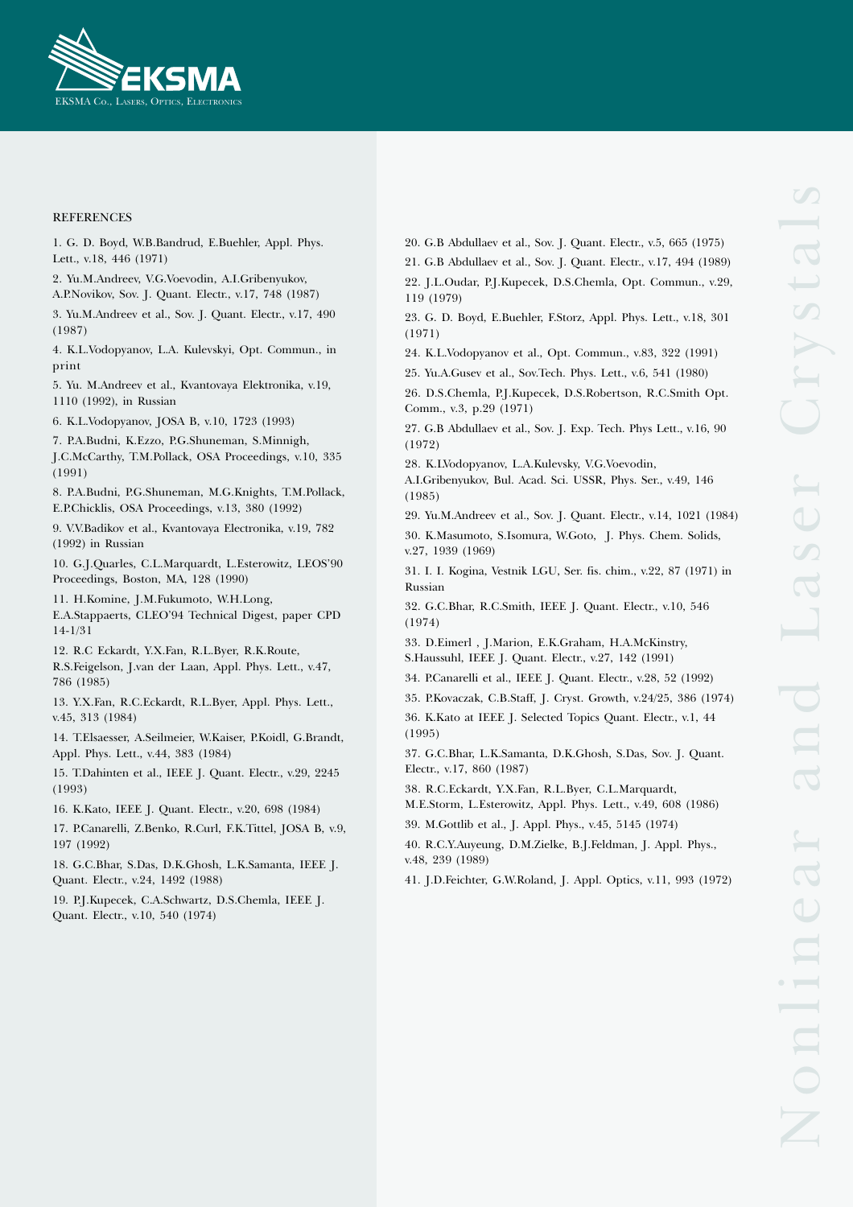REFERENCES

1. G. D. Boyd, W.B.Bandrud, E.Buehler, Appl. Phys. Lett., v.18, 446 (1971)
2. Yu.M.Andreev, V.G.Voevodin, A.I.Gribenyukov, A.P.Novikov, Sov. J. Quant. Electr., v.17, 748 (1987)
3. Yu.M.Andreev et al., Sov. J. Quant. Electr., v.17, 490 (1987)
4. K.L.Vodopyanov, L.A. Kulevskyi, Opt. Commun., in print
5. Yu. M.Andreev et al., Kvantovaya Elektronika, v.19, 1110 (1992), in Russian
6. K.L.Vodopyanov, JOSA B, v.10, 1723 (1993)
7. P.A.Budni, K.Ezzo, P.G.Shuneman, S.Minnigh, J.C.McCarthy, T.M.Pollack, OSA Proceedings, v.10, 335 (1991)
8. P.A.Budni, P.G.Shuneman, M.G.Knights, T.M.Pollack, E.P.Chicklis, OSA Proceedings, v.13, 380 (1992)
9. V.V.Badikov et al., Kvantovaya Electronika, v.19, 782 (1992) in Russian
10. G.J.Quarles, C.L.Marquardt, L.Esterowitz, LEOS'90 Proceedings, Boston, MA, 128 (1990)
11. H.Komine, J.M.Fukumoto, W.H.Long, E.A.Stappaerts, CLEO'94 Technical Digest, paper CPD 14-1/31
12. R.C Eckardt, Y.X.Fan, R.L.Byer, R.K.Route, R.S.Feigelson, J.van der Laan, Appl. Phys. Lett., v.47, 786 (1985)
13. Y.X.Fan, R.C.Eckardt, R.L.Byer, Appl. Phys. Lett., v.45, 313 (1984)
14. T.Elsaesser, A.Seilmeier, W.Kaiser, P.Koidl, G.Brandt, Appl. Phys. Lett., v.44, 383 (1984)
15. T.Dahinten et al., IEEE J. Quant. Electr., v.29, 2245 (1993)
16. K.Kato, IEEE J. Quant. Electr., v.20, 698 (1984)
17. P.Canarelli, Z.Benko, R.Curl, F.K.Tittel, JOSA B, v.9, 197 (1992)
18. G.C.Bhar, S.Das, D.K.Ghosh, L.K.Samanta, IEEE J. Quant. Electr., v.24, 1492 (1988)
19. P.J.Kupecek, C.A.Schwartz, D.S.Chemla, IEEE J. Quant. Electr., v.10, 540 (1974)
20. G.B Abdullaev et al., Sov. J. Quant. Electr., v.5, 665 (1975)
21. G.B Abdullaev et al., Sov. J. Quant. Electr., v.17, 494 (1989)
22. J.L.Oudar, P.J.Kupecek, D.S.Chemla, Opt. Commun., v.29, 119 (1979)
23. G. D. Boyd, E.Buehler, F.Storz, Appl. Phys. Lett., v.18, 301 (1971)
24. K.L.Vodopyanov et al., Opt. Commun., v.83, 322 (1991)
25. Yu.A.Gusev et al., Sov.Tech. Phys. Lett., v.6, 541 (1980)
26. D.S.Chemla, P.J.Kupecek, D.S.Robertson, R.C.Smith Opt. Comm., v.3, p.29 (1971)
27. G.B Abdullaev et al., Sov. J. Exp. Tech. Phys Lett., v.16, 90 (1972)
28. K.LVodopyanov, L.A.Kulevsky, V.G.Voevodin, A.I.Gribenyukov, Bul. Acad. Sci. USSR, Phys. Ser., v.49, 146 (1985)
29. Yu.M.Andreev et al., Sov. J. Quant. Electr., v.14, 1021 (1984)
30. K.Masumoto, S.Isomura, W.Goto, J. Phys. Chem. Solids, v.27, 1939 (1969)
31. I. I. Kogina, Vestnik LGU, Ser. fis. chim., v.22, 87 (1971) in Russian
32. G.C.Bhar, R.C.Smith, IEEE J. Quant. Electr., v.10, 546 (1974)
33. D.Eimerl , J.Marion, E.K.Graham, H.A.McKinstry, S.Haussuhl, IEEE J. Quant. Electr., v.27, 142 (1991)
34. P.Canarelli et al., IEEE J. Quant. Electr., v.28, 52 (1992)
35. P.Kovaczak, C.B.Staff, J. Cryst. Growth, v.24/25, 386 (1974)
36. K.Kato at IEEE J. Selected Topics Quant. Electr., v.1, 44 (1995)
37. G.C.Bhar, L.K.Samanta, D.K.Ghosh, S.Das, Sov. J. Quant. Electr., v.17, 860 (1987)
38. R.C.Eckardt, Y.X.Fan, R.L.Byer, C.L.Marquardt, M.E.Storm, L.Esterowitz, Appl. Phys. Lett., v.49, 608 (1986)
39. M.Gottlib et al., J. Appl. Phys., v.45, 5145 (1974)
40. R.C.Y.Auyeung, D.M.Zielke, B.J.Feldman, J. Appl. Phys., v.48, 239 (1989)
41. J.D.Feichter, G.W.Roland, J. Appl. Optics, v.11, 993 (1972)